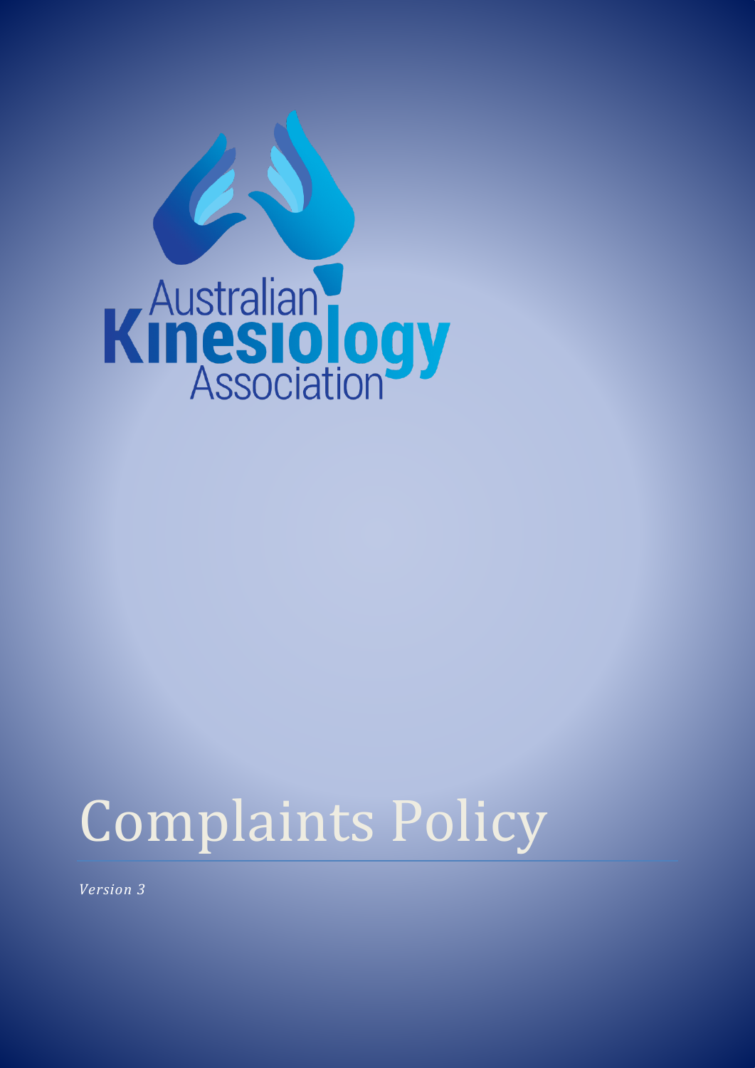Australian Kinesiology Association

# Complaints Policy

*Version 3*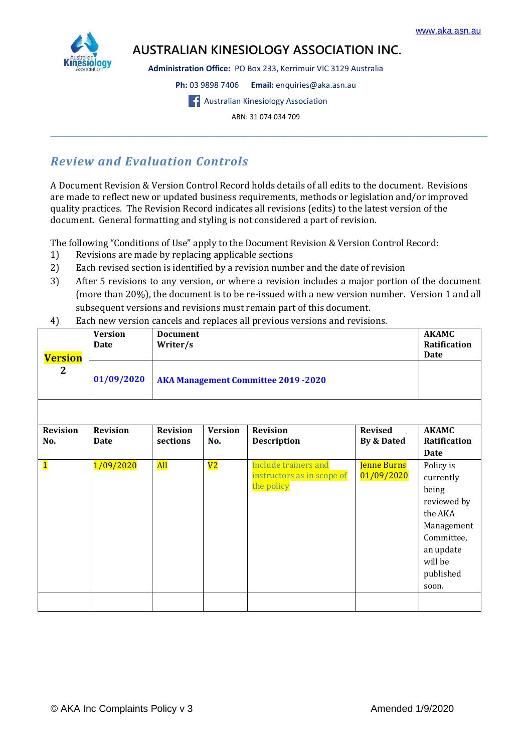# AUSTRALIAN KINESIOLOGY ASSOCIATION INC.

**Administration Office:** PO Box 233, Kerrimuir VIC 3129 Australia

**Ph:** 03 9898 7406 **Email:** enquiries@aka.asn.au

Australian Kinesiology Association

ABN: 31 074 034 709

## *Review and Evaluation Controls*

A Document Revision & Version Control Record holds details of all edits to the document. Revisions are made to reflect new or updated business requirements, methods or legislation and/or improved quality practices. The Revision Record indicates all revisions (edits) to the latest version of the document. General formatting and styling is not considered a part of revision.

The following "Conditions of Use" apply to the Document Revision & Version Control Record:

1) Revisions are made by replacing applicable sections
2) Each revised section is identified by a revision number and the date of revision
3) After 5 revisions to any version, or where a revision includes a major portion of the document (more than 20%), the document is to be re-issued with a new version number. Version 1 and all subsequent versions and revisions must remain part of this document.
4) Each new version cancels and replaces all previous versions and revisions.

| **Version 2** | **Version Date** | **Document Writer/s** | | | | **AKAMC Ratification Date** |
|---|---|---|---|---|---|---|
| | **01/09/2020** | **AKA Management Committee 2019 -2020** | | | | |
| | | | | | | |
| **Revision No.** | **Revision Date** | **Revision sections** | **Version No.** | **Revision Description** | **Revised By & Dated** | **AKAMC Ratification Date** |
| 1 | 1/09/2020 | All | V2 | Include trainers and instructors as in scope of the policy | Jenne Burns 01/09/2020 | Policy is currently being reviewed by the AKA Management Committee, an update will be published soon. |
| | | | | | | |

© AKA Inc Complaints Policy v 3 Amended 1/9/2020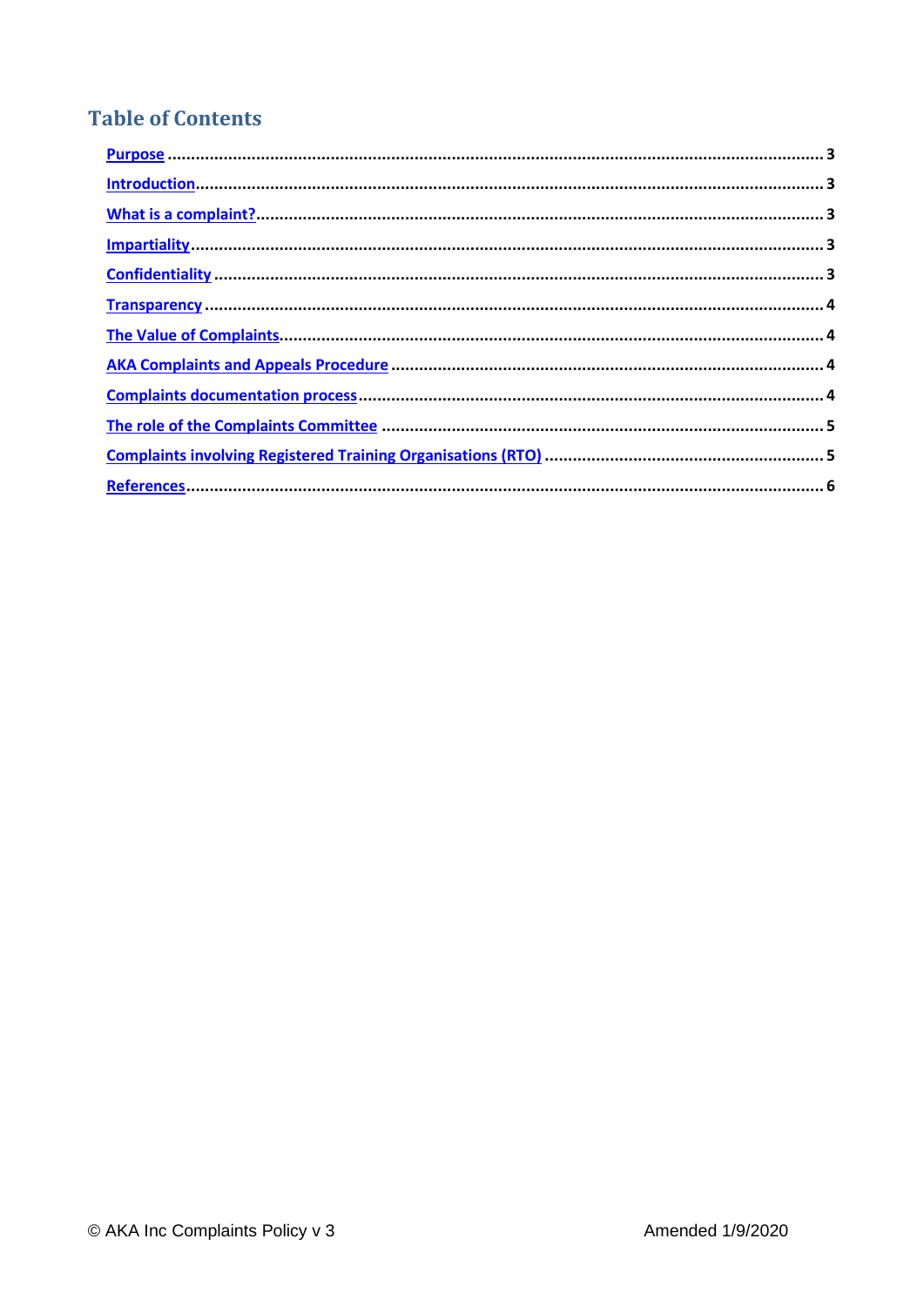## Table of Contents

- Purpose ... 3
- Introduction ... 3
- What is a complaint? ... 3
- Impartiality ... 3
- Confidentiality ... 3
- Transparency ... 4
- The Value of Complaints ... 4
- AKA Complaints and Appeals Procedure ... 4
- Complaints documentation process ... 4
- The role of the Complaints Committee ... 5
- Complaints involving Registered Training Organisations (RTO) ... 5
- References ... 6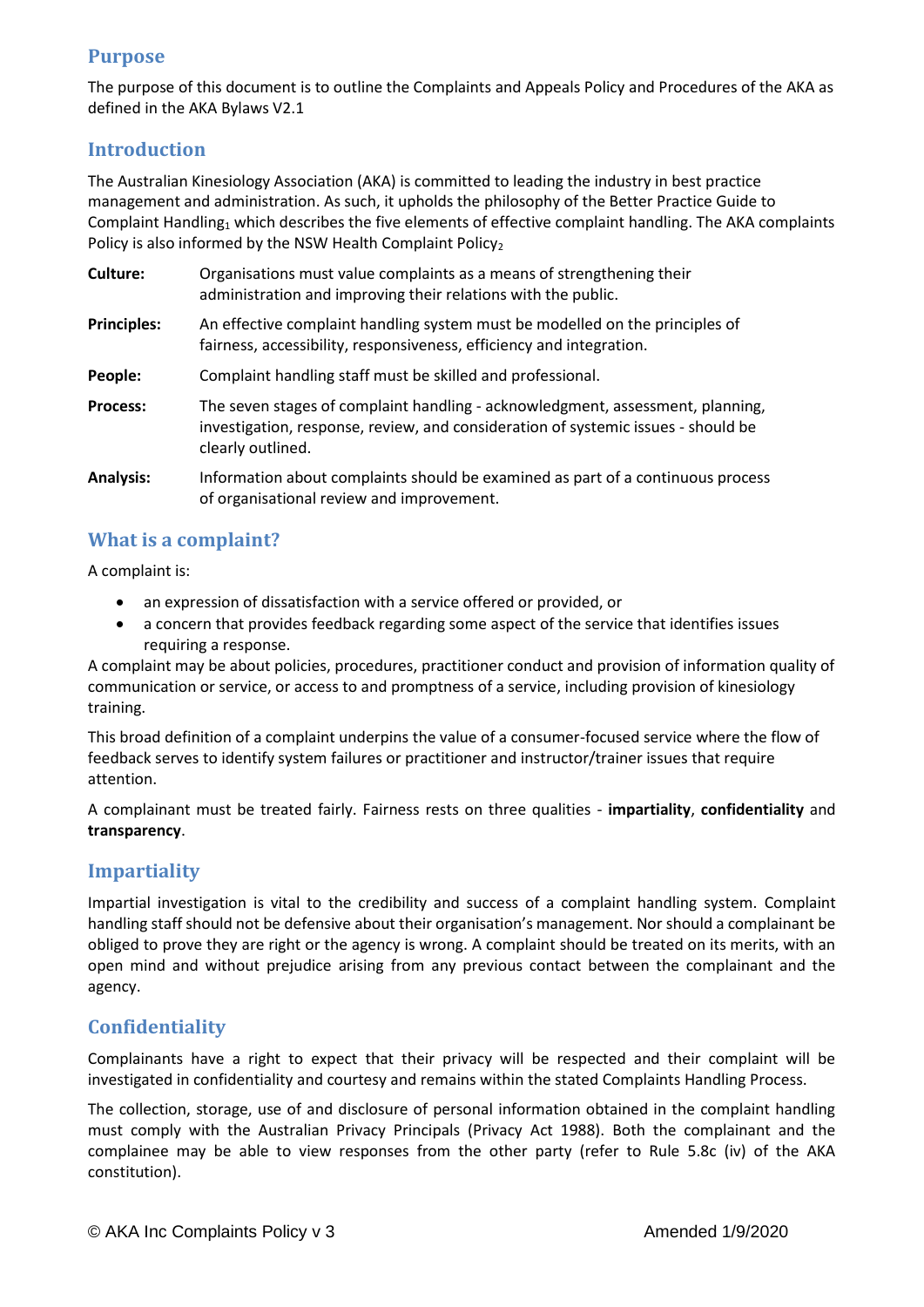## Purpose

The purpose of this document is to outline the Complaints and Appeals Policy and Procedures of the AKA as defined in the AKA Bylaws V2.1

## Introduction

The Australian Kinesiology Association (AKA) is committed to leading the industry in best practice management and administration. As such, it upholds the philosophy of the Better Practice Guide to Complaint Handling[1] which describes the five elements of effective complaint handling. The AKA complaints Policy is also informed by the NSW Health Complaint Policy[2]

**Culture:** Organisations must value complaints as a means of strengthening their administration and improving their relations with the public.

**Principles:** An effective complaint handling system must be modelled on the principles of fairness, accessibility, responsiveness, efficiency and integration.

**People:** Complaint handling staff must be skilled and professional.

**Process:** The seven stages of complaint handling - acknowledgment, assessment, planning, investigation, response, review, and consideration of systemic issues - should be clearly outlined.

**Analysis:** Information about complaints should be examined as part of a continuous process of organisational review and improvement.

## What is a complaint?

A complaint is:

- an expression of dissatisfaction with a service offered or provided, or
- a concern that provides feedback regarding some aspect of the service that identifies issues requiring a response.

A complaint may be about policies, procedures, practitioner conduct and provision of information quality of communication or service, or access to and promptness of a service, including provision of kinesiology training.

This broad definition of a complaint underpins the value of a consumer-focused service where the flow of feedback serves to identify system failures or practitioner and instructor/trainer issues that require attention.

A complainant must be treated fairly. Fairness rests on three qualities - **impartiality**, **confidentiality** and **transparency**.

## Impartiality

Impartial investigation is vital to the credibility and success of a complaint handling system. Complaint handling staff should not be defensive about their organisation's management. Nor should a complainant be obliged to prove they are right or the agency is wrong. A complaint should be treated on its merits, with an open mind and without prejudice arising from any previous contact between the complainant and the agency.

## Confidentiality

Complainants have a right to expect that their privacy will be respected and their complaint will be investigated in confidentiality and courtesy and remains within the stated Complaints Handling Process.

The collection, storage, use of and disclosure of personal information obtained in the complaint handling must comply with the Australian Privacy Principals (Privacy Act 1988). Both the complainant and the complainee may be able to view responses from the other party (refer to Rule 5.8c (iv) of the AKA constitution).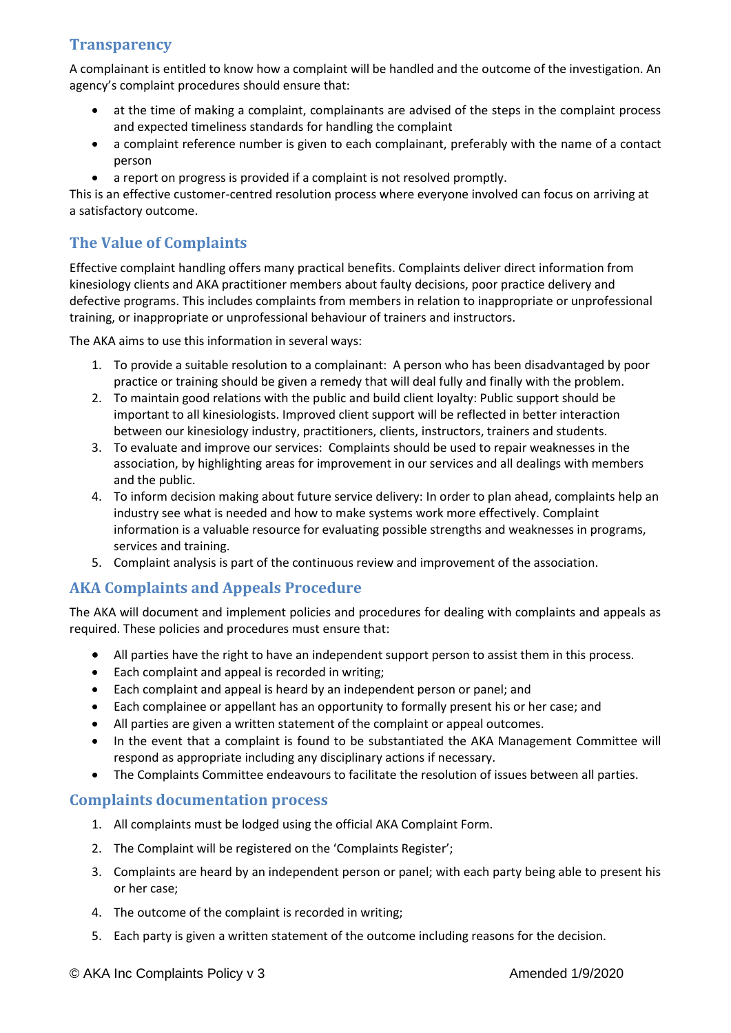## Transparency

A complainant is entitled to know how a complaint will be handled and the outcome of the investigation. An agency's complaint procedures should ensure that:

- at the time of making a complaint, complainants are advised of the steps in the complaint process and expected timeliness standards for handling the complaint
- a complaint reference number is given to each complainant, preferably with the name of a contact person
- a report on progress is provided if a complaint is not resolved promptly.

This is an effective customer-centred resolution process where everyone involved can focus on arriving at a satisfactory outcome.

## The Value of Complaints

Effective complaint handling offers many practical benefits. Complaints deliver direct information from kinesiology clients and AKA practitioner members about faulty decisions, poor practice delivery and defective programs. This includes complaints from members in relation to inappropriate or unprofessional training, or inappropriate or unprofessional behaviour of trainers and instructors.

The AKA aims to use this information in several ways:

1. To provide a suitable resolution to a complainant: A person who has been disadvantaged by poor practice or training should be given a remedy that will deal fully and finally with the problem.
2. To maintain good relations with the public and build client loyalty: Public support should be important to all kinesiologists. Improved client support will be reflected in better interaction between our kinesiology industry, practitioners, clients, instructors, trainers and students.
3. To evaluate and improve our services: Complaints should be used to repair weaknesses in the association, by highlighting areas for improvement in our services and all dealings with members and the public.
4. To inform decision making about future service delivery: In order to plan ahead, complaints help an industry see what is needed and how to make systems work more effectively. Complaint information is a valuable resource for evaluating possible strengths and weaknesses in programs, services and training.
5. Complaint analysis is part of the continuous review and improvement of the association.

## AKA Complaints and Appeals Procedure

The AKA will document and implement policies and procedures for dealing with complaints and appeals as required. These policies and procedures must ensure that:

- All parties have the right to have an independent support person to assist them in this process.
- Each complaint and appeal is recorded in writing;
- Each complaint and appeal is heard by an independent person or panel; and
- Each complainee or appellant has an opportunity to formally present his or her case; and
- All parties are given a written statement of the complaint or appeal outcomes.
- In the event that a complaint is found to be substantiated the AKA Management Committee will respond as appropriate including any disciplinary actions if necessary.
- The Complaints Committee endeavours to facilitate the resolution of issues between all parties.

## Complaints documentation process

1. All complaints must be lodged using the official AKA Complaint Form.
2. The Complaint will be registered on the 'Complaints Register';
3. Complaints are heard by an independent person or panel; with each party being able to present his or her case;
4. The outcome of the complaint is recorded in writing;
5. Each party is given a written statement of the outcome including reasons for the decision.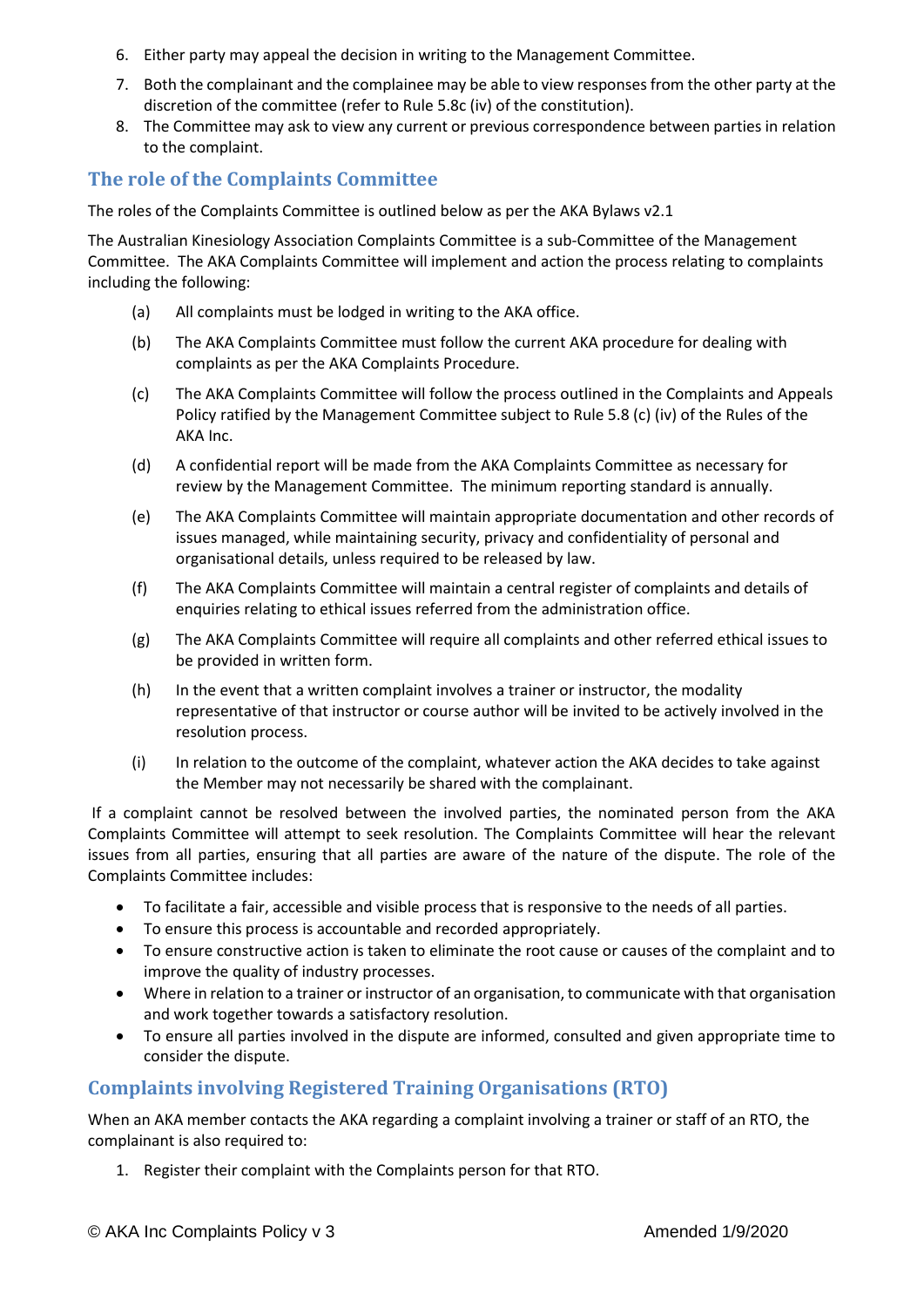6. Either party may appeal the decision in writing to the Management Committee.
7. Both the complainant and the complainee may be able to view responses from the other party at the discretion of the committee (refer to Rule 5.8c (iv) of the constitution).
8. The Committee may ask to view any current or previous correspondence between parties in relation to the complaint.

## The role of the Complaints Committee

The roles of the Complaints Committee is outlined below as per the AKA Bylaws v2.1

The Australian Kinesiology Association Complaints Committee is a sub-Committee of the Management Committee. The AKA Complaints Committee will implement and action the process relating to complaints including the following:

(a) All complaints must be lodged in writing to the AKA office.

(b) The AKA Complaints Committee must follow the current AKA procedure for dealing with complaints as per the AKA Complaints Procedure.

(c) The AKA Complaints Committee will follow the process outlined in the Complaints and Appeals Policy ratified by the Management Committee subject to Rule 5.8 (c) (iv) of the Rules of the AKA Inc.

(d) A confidential report will be made from the AKA Complaints Committee as necessary for review by the Management Committee. The minimum reporting standard is annually.

(e) The AKA Complaints Committee will maintain appropriate documentation and other records of issues managed, while maintaining security, privacy and confidentiality of personal and organisational details, unless required to be released by law.

(f) The AKA Complaints Committee will maintain a central register of complaints and details of enquiries relating to ethical issues referred from the administration office.

(g) The AKA Complaints Committee will require all complaints and other referred ethical issues to be provided in written form.

(h) In the event that a written complaint involves a trainer or instructor, the modality representative of that instructor or course author will be invited to be actively involved in the resolution process.

(i) In relation to the outcome of the complaint, whatever action the AKA decides to take against the Member may not necessarily be shared with the complainant.

If a complaint cannot be resolved between the involved parties, the nominated person from the AKA Complaints Committee will attempt to seek resolution. The Complaints Committee will hear the relevant issues from all parties, ensuring that all parties are aware of the nature of the dispute. The role of the Complaints Committee includes:

- To facilitate a fair, accessible and visible process that is responsive to the needs of all parties.
- To ensure this process is accountable and recorded appropriately.
- To ensure constructive action is taken to eliminate the root cause or causes of the complaint and to improve the quality of industry processes.
- Where in relation to a trainer or instructor of an organisation, to communicate with that organisation and work together towards a satisfactory resolution.
- To ensure all parties involved in the dispute are informed, consulted and given appropriate time to consider the dispute.

## Complaints involving Registered Training Organisations (RTO)

When an AKA member contacts the AKA regarding a complaint involving a trainer or staff of an RTO, the complainant is also required to:

1. Register their complaint with the Complaints person for that RTO.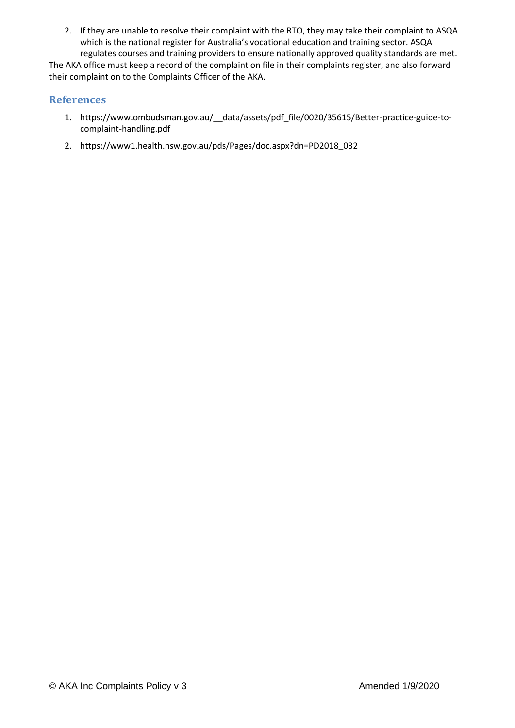2. If they are unable to resolve their complaint with the RTO, they may take their complaint to ASQA which is the national register for Australia's vocational education and training sector. ASQA regulates courses and training providers to ensure nationally approved quality standards are met.

The AKA office must keep a record of the complaint on file in their complaints register, and also forward their complaint on to the Complaints Officer of the AKA.

## References

1. https://www.ombudsman.gov.au/__data/assets/pdf_file/0020/35615/Better-practice-guide-to-complaint-handling.pdf
2. https://www1.health.nsw.gov.au/pds/Pages/doc.aspx?dn=PD2018_032